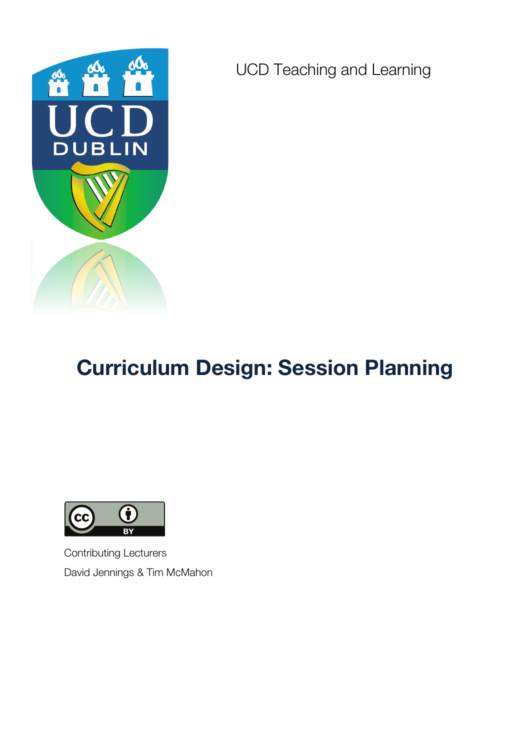UCD Teaching and Learning

# Curriculum Design: Session Planning

Contributing Lecturers

David Jennings & Tim McMahon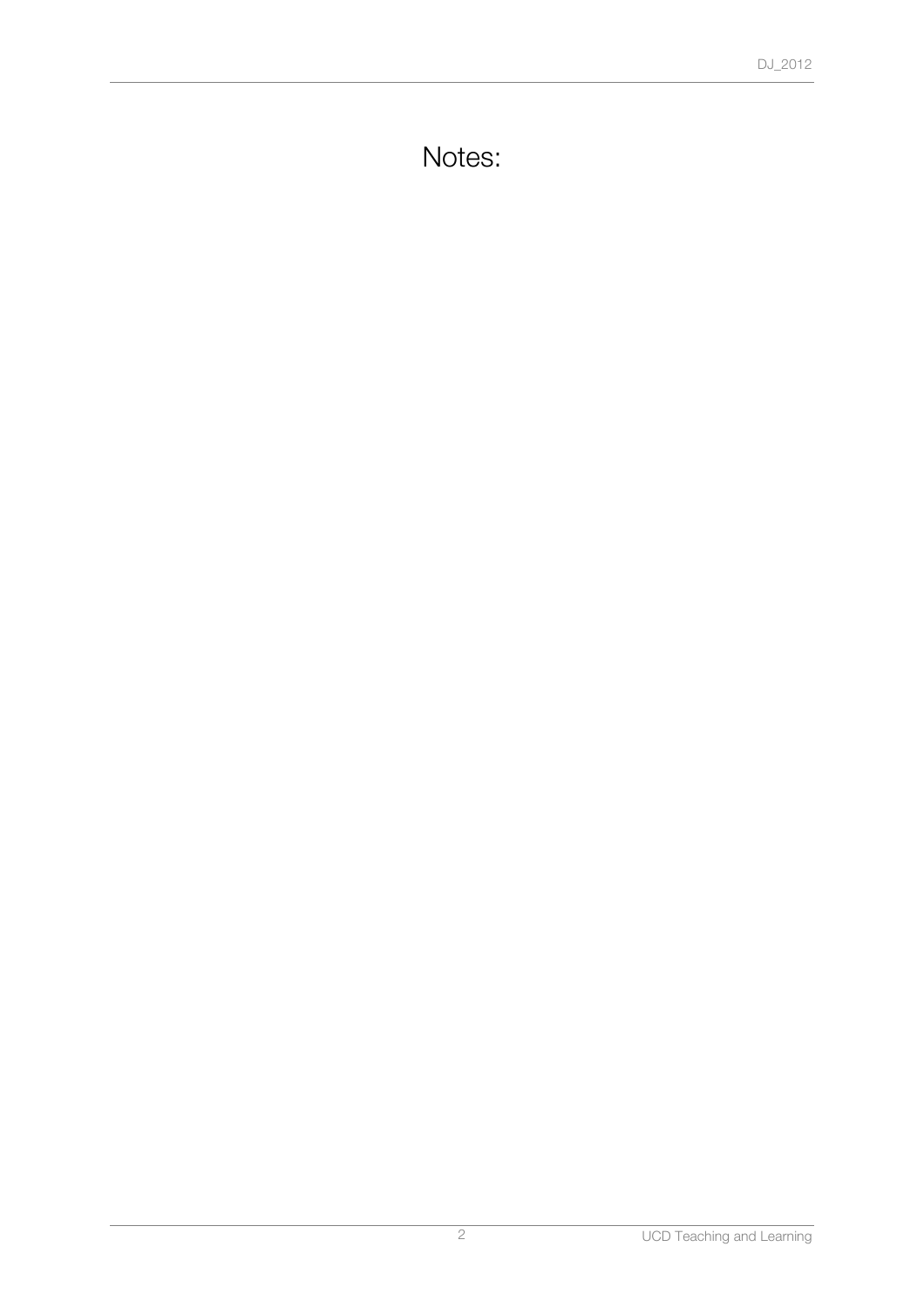# Notes: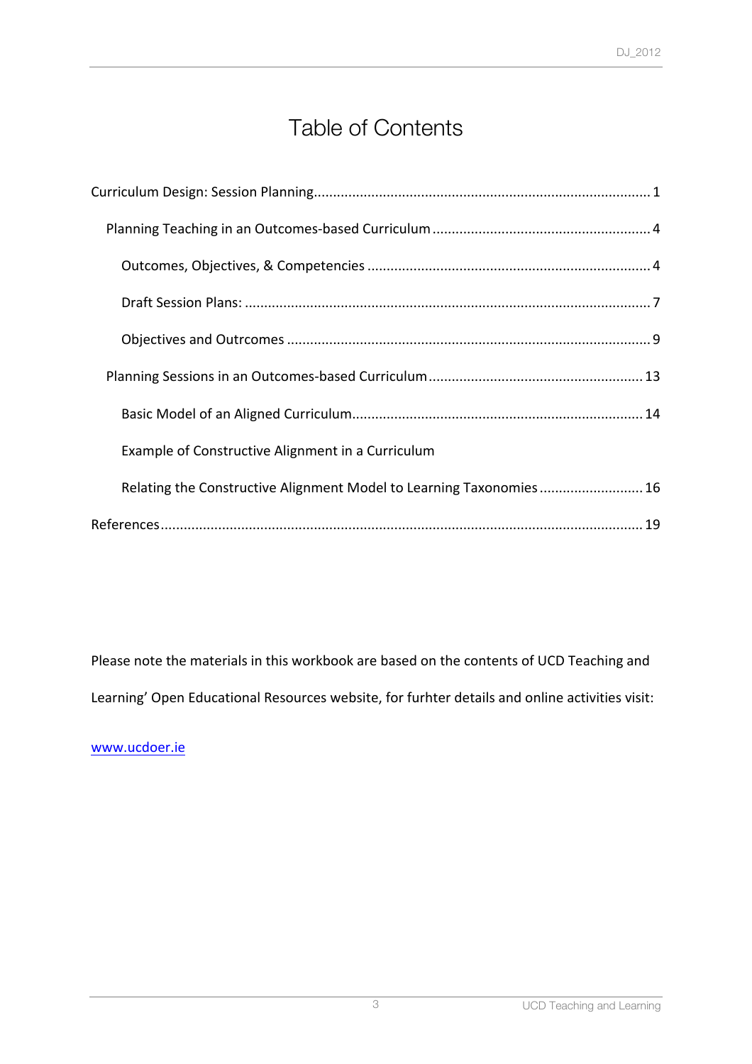# Table of Contents

Curriculum Design: Session Planning........................................................................................ 1

- Planning Teaching in an Outcomes-based Curriculum......................................................... 4
  - Outcomes, Objectives, & Competencies ......................................................................... 4
  - Draft Session Plans: ......................................................................................................... 7
  - Objectives and Outcomes ............................................................................................... 9
- Planning Sessions in an Outcomes-based Curriculum........................................................ 13
  - Basic Model of an Aligned Curriculum............................................................................ 14
  - Example of Constructive Alignment in a Curriculum
  - Relating the Constructive Alignment Model to Learning Taxonomies ........................... 16

References............................................................................................................................ 19

Please note the materials in this workbook are based on the contents of UCD Teaching and Learning' Open Educational Resources website, for furhter details and online activities visit:

www.ucdoer.ie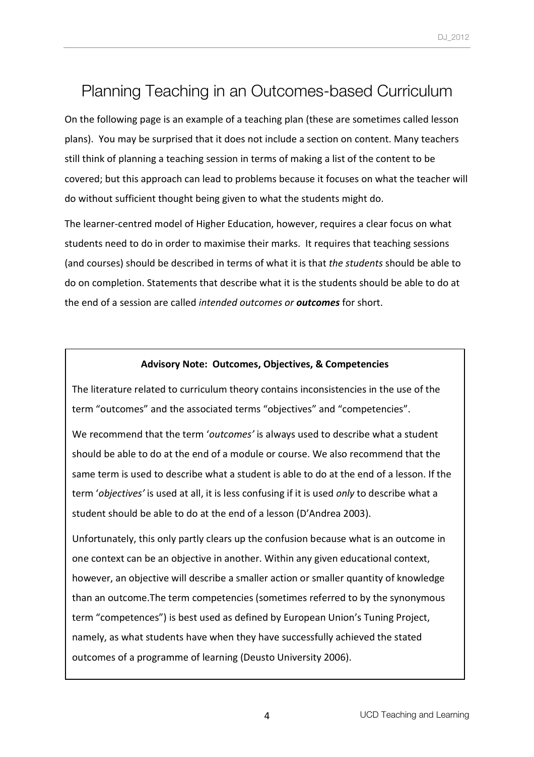# Planning Teaching in an Outcomes-based Curriculum

On the following page is an example of a teaching plan (these are sometimes called lesson plans). You may be surprised that it does not include a section on content. Many teachers still think of planning a teaching session in terms of making a list of the content to be covered; but this approach can lead to problems because it focuses on what the teacher will do without sufficient thought being given to what the students might do.

The learner-centred model of Higher Education, however, requires a clear focus on what students need to do in order to maximise their marks. It requires that teaching sessions (and courses) should be described in terms of what it is that *the students* should be able to do on completion. Statements that describe what it is the students should be able to do at the end of a session are called *intended outcomes or* ***outcomes*** for short.

> **Advisory Note: Outcomes, Objectives, & Competencies**
>
> The literature related to curriculum theory contains inconsistencies in the use of the term "outcomes" and the associated terms "objectives" and "competencies".
>
> We recommend that the term '*outcomes'* is always used to describe what a student should be able to do at the end of a module or course. We also recommend that the same term is used to describe what a student is able to do at the end of a lesson. If the term '*objectives'* is used at all, it is less confusing if it is used *only* to describe what a student should be able to do at the end of a lesson (D'Andrea 2003).
>
> Unfortunately, this only partly clears up the confusion because what is an outcome in one context can be an objective in another. Within any given educational context, however, an objective will describe a smaller action or smaller quantity of knowledge than an outcome.The term competencies (sometimes referred to by the synonymous term "competences") is best used as defined by European Union's Tuning Project, namely, as what students have when they have successfully achieved the stated outcomes of a programme of learning (Deusto University 2006).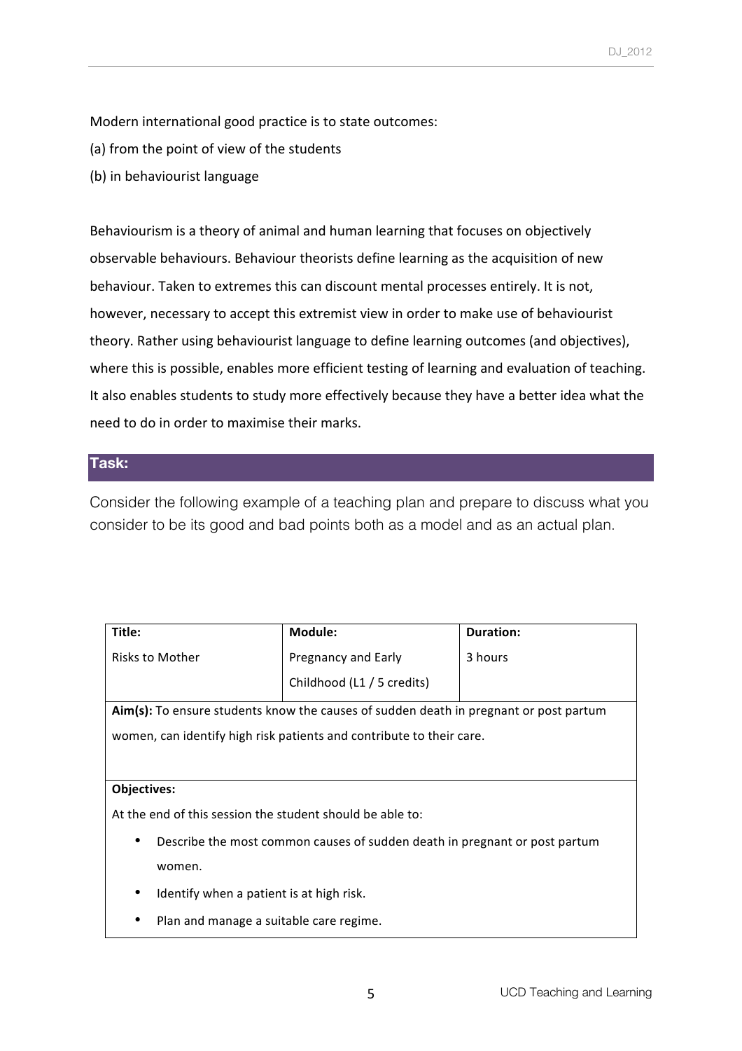Modern international good practice is to state outcomes:

(a) from the point of view of the students

(b) in behaviourist language

Behaviourism is a theory of animal and human learning that focuses on objectively observable behaviours. Behaviour theorists define learning as the acquisition of new behaviour. Taken to extremes this can discount mental processes entirely. It is not, however, necessary to accept this extremist view in order to make use of behaviourist theory. Rather using behaviourist language to define learning outcomes (and objectives), where this is possible, enables more efficient testing of learning and evaluation of teaching. It also enables students to study more effectively because they have a better idea what the need to do in order to maximise their marks.

## Task:

Consider the following example of a teaching plan and prepare to discuss what you consider to be its good and bad points both as a model and as an actual plan.

| **Title:** | **Module:** | **Duration:** |
|---|---|---|
| Risks to Mother | Pregnancy and Early Childhood (L1 / 5 credits) | 3 hours |
| **Aim(s):** To ensure students know the causes of sudden death in pregnant or post partum women, can identify high risk patients and contribute to their care. | | |
| **Objectives:**<br>At the end of this session the student should be able to:<br>• Describe the most common causes of sudden death in pregnant or post partum women.<br>• Identify when a patient is at high risk.<br>• Plan and manage a suitable care regime. | | |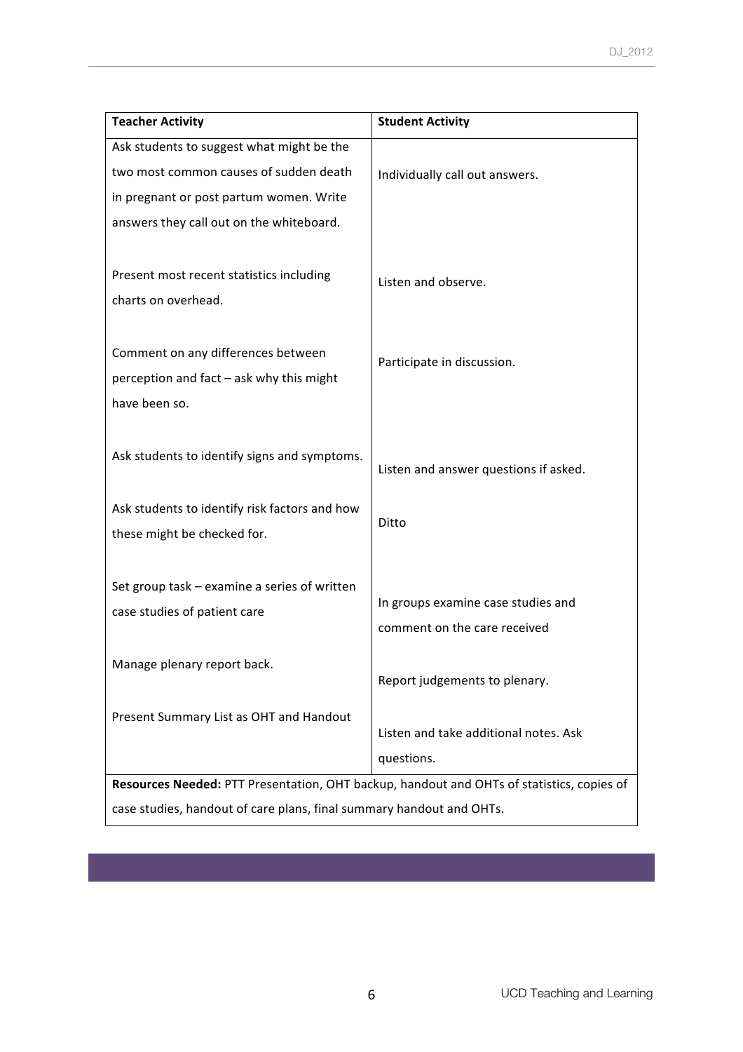| Teacher Activity | Student Activity |
| --- | --- |
| Ask students to suggest what might be the two most common causes of sudden death in pregnant or post partum women. Write answers they call out on the whiteboard. | Individually call out answers. |
| Present most recent statistics including charts on overhead. | Listen and observe. |
| Comment on any differences between perception and fact – ask why this might have been so. | Participate in discussion. |
| Ask students to identify signs and symptoms. | Listen and answer questions if asked. |
| Ask students to identify risk factors and how these might be checked for. | Ditto |
| Set group task – examine a series of written case studies of patient care | In groups examine case studies and comment on the care received |
| Manage plenary report back. | Report judgements to plenary. |
| Present Summary List as OHT and Handout | Listen and take additional notes. Ask questions. |
| **Resources Needed:** PTT Presentation, OHT backup, handout and OHTs of statistics, copies of case studies, handout of care plans, final summary handout and OHTs. | |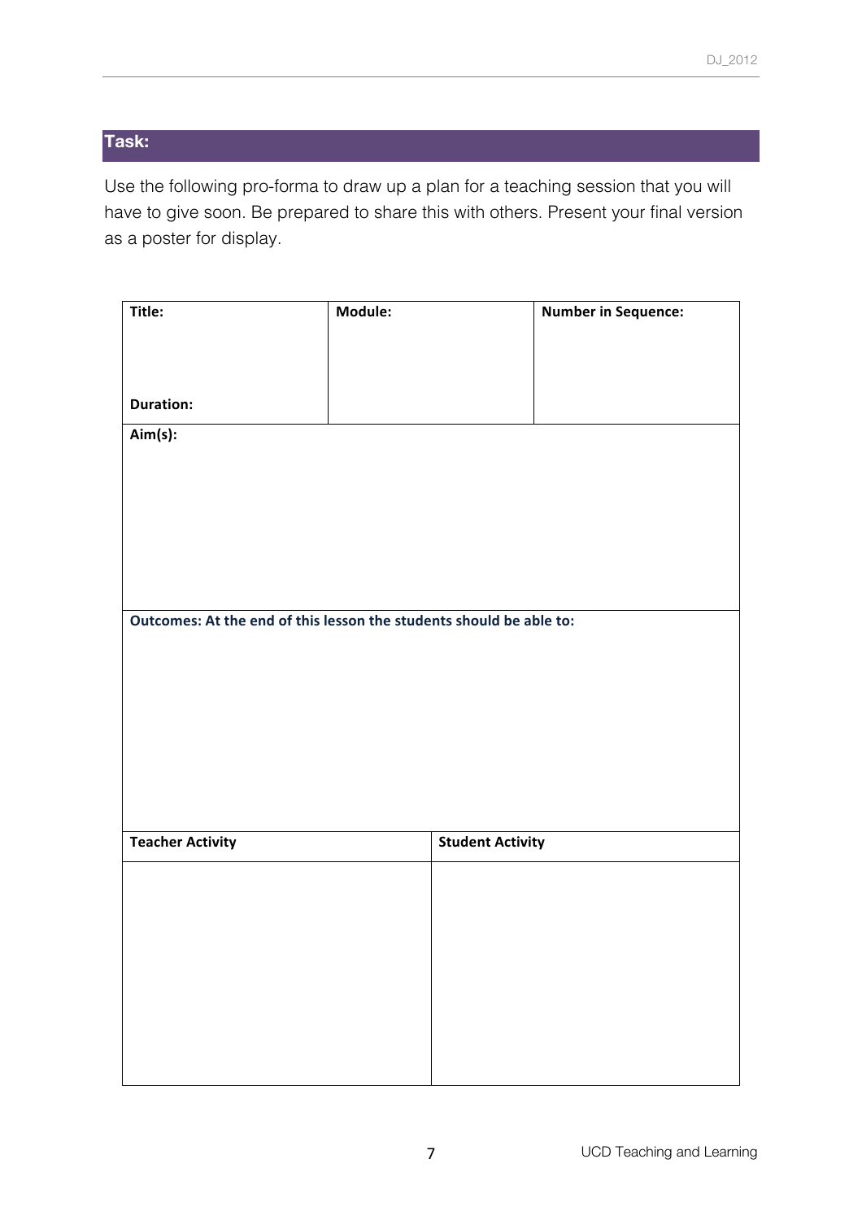## Task:

Use the following pro-forma to draw up a plan for a teaching session that you will have to give soon. Be prepared to share this with others. Present your final version as a poster for display.

| **Title:**<br><br><br>**Duration:** | **Module:** | **Number in Sequence:** |
| --- | --- | --- |
| **Aim(s):** | | |
| **Outcomes: At the end of this lesson the students should be able to:** | | |

| **Teacher Activity** | **Student Activity** |
| --- | --- |
| | |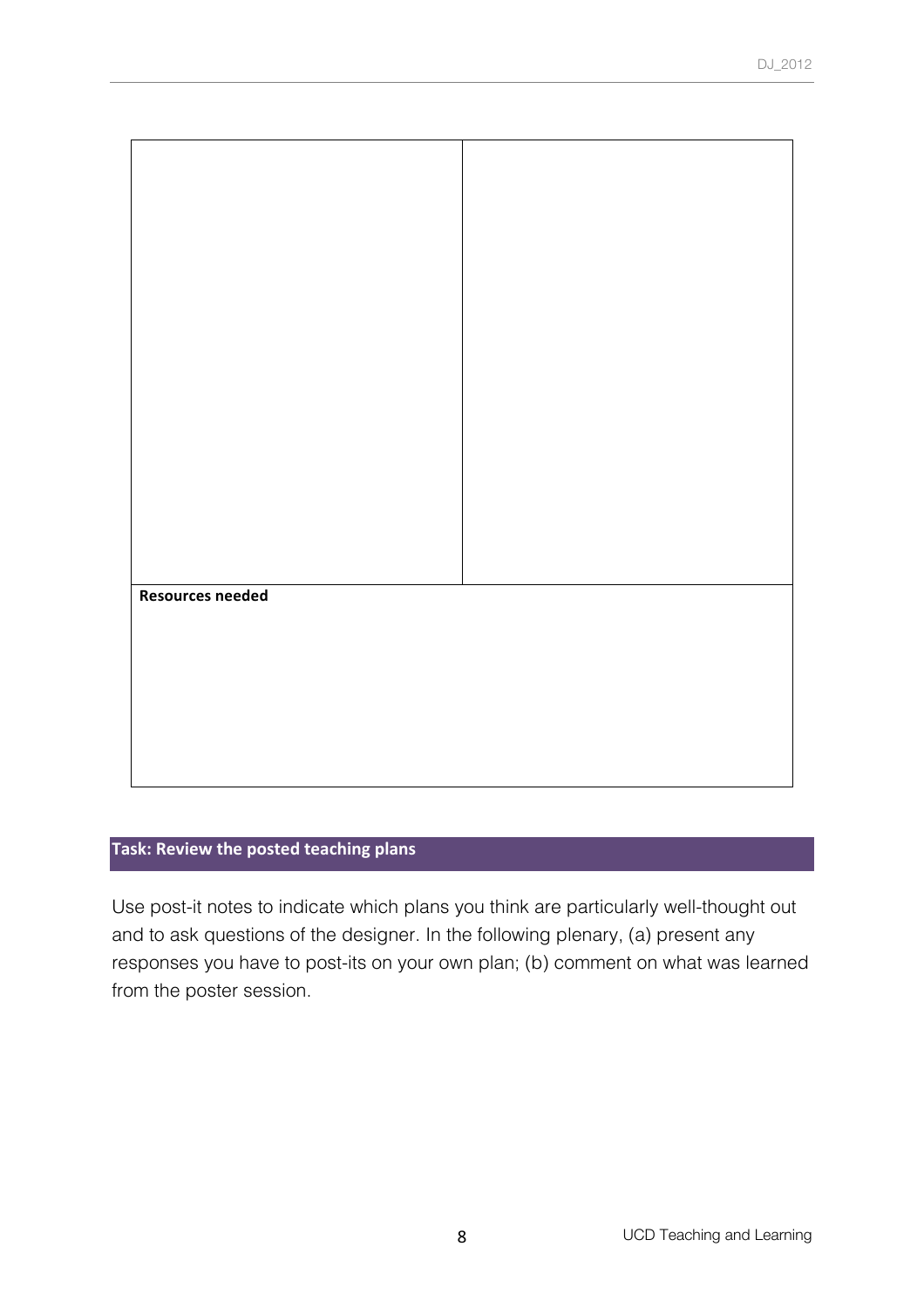| | |
|---|---|
| | |
| **Resources needed** | |

## Task: Review the posted teaching plans

Use post-it notes to indicate which plans you think are particularly well-thought out and to ask questions of the designer. In the following plenary, (a) present any responses you have to post-its on your own plan; (b) comment on what was learned from the poster session.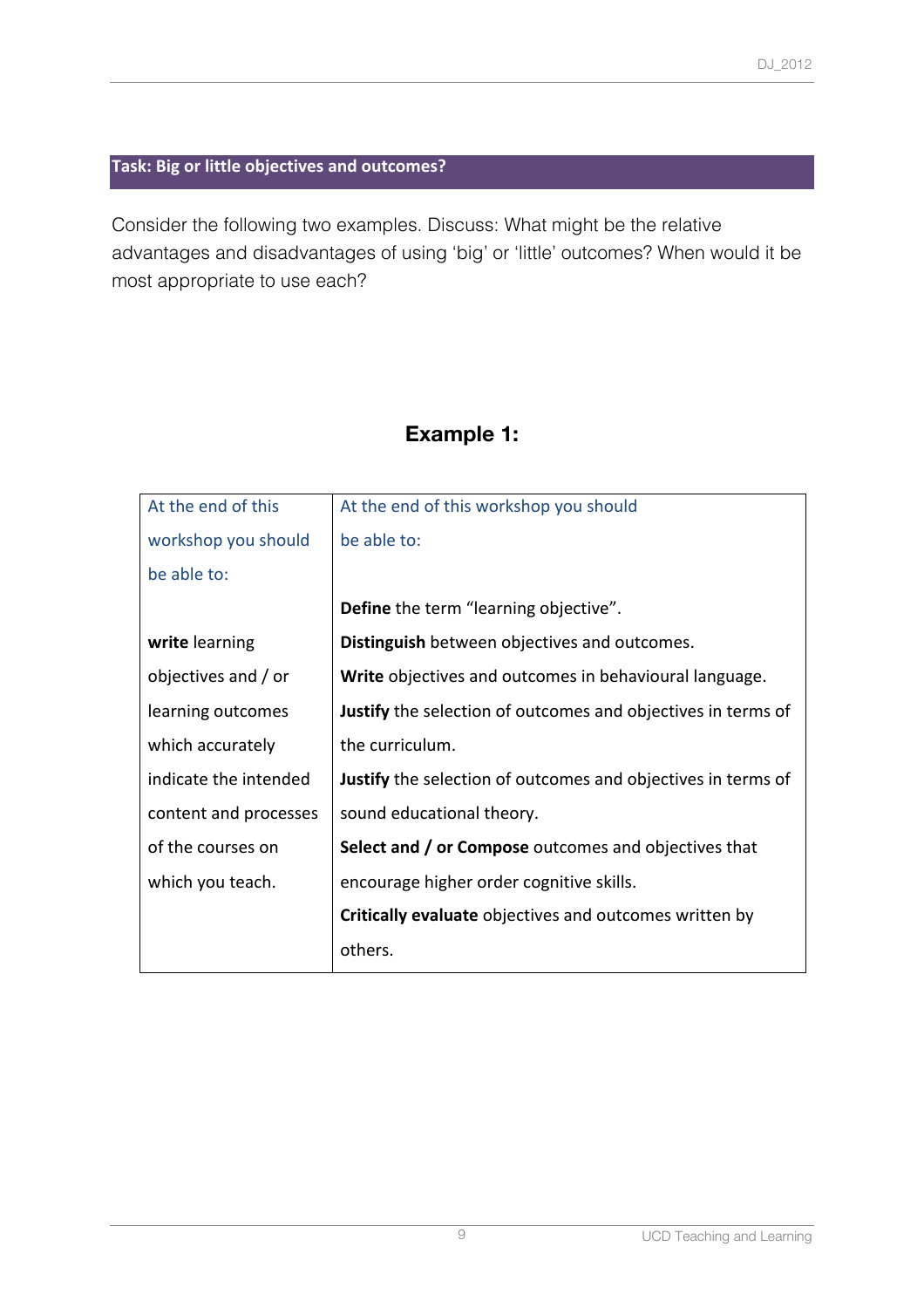## Task: Big or little objectives and outcomes?

Consider the following two examples. Discuss: What might be the relative advantages and disadvantages of using ‘big’ or ‘little’ outcomes? When would it be most appropriate to use each?

### Example 1:

| At the end of this workshop you should be able to: | At the end of this workshop you should be able to: |
|---|---|
| **write** learning objectives and / or learning outcomes which accurately indicate the intended content and processes of the courses on which you teach. | **Define** the term “learning objective”.<br>**Distinguish** between objectives and outcomes.<br>**Write** objectives and outcomes in behavioural language.<br>**Justify** the selection of outcomes and objectives in terms of the curriculum.<br>**Justify** the selection of outcomes and objectives in terms of sound educational theory.<br>**Select and / or Compose** outcomes and objectives that encourage higher order cognitive skills.<br>**Critically evaluate** objectives and outcomes written by others. |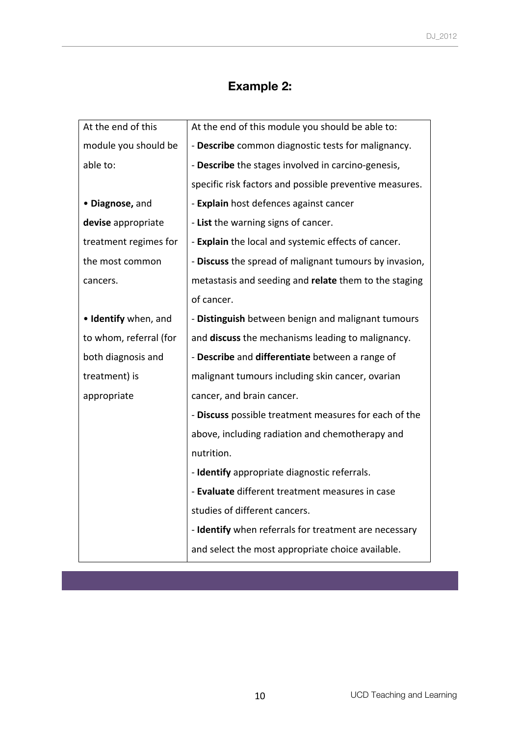## Example 2:

| At the end of this module you should be able to: | At the end of this module you should be able to: |
| --- | --- |
| • **Diagnose,** and **devise** appropriate treatment regimes for the most common cancers.<br><br>• **Identify** when, and to whom, referral (for both diagnosis and treatment) is appropriate | - **Describe** common diagnostic tests for malignancy.<br>- **Describe** the stages involved in carcino-genesis, specific risk factors and possible preventive measures.<br>- **Explain** host defences against cancer<br>- **List** the warning signs of cancer.<br>- **Explain** the local and systemic effects of cancer.<br>- **Discuss** the spread of malignant tumours by invasion, metastasis and seeding and **relate** them to the staging of cancer.<br>- **Distinguish** between benign and malignant tumours and **discuss** the mechanisms leading to malignancy.<br>- **Describe** and **differentiate** between a range of malignant tumours including skin cancer, ovarian cancer, and brain cancer.<br>- **Discuss** possible treatment measures for each of the above, including radiation and chemotherapy and nutrition.<br>- **Identify** appropriate diagnostic referrals.<br>- **Evaluate** different treatment measures in case studies of different cancers.<br>- **Identify** when referrals for treatment are necessary and select the most appropriate choice available. |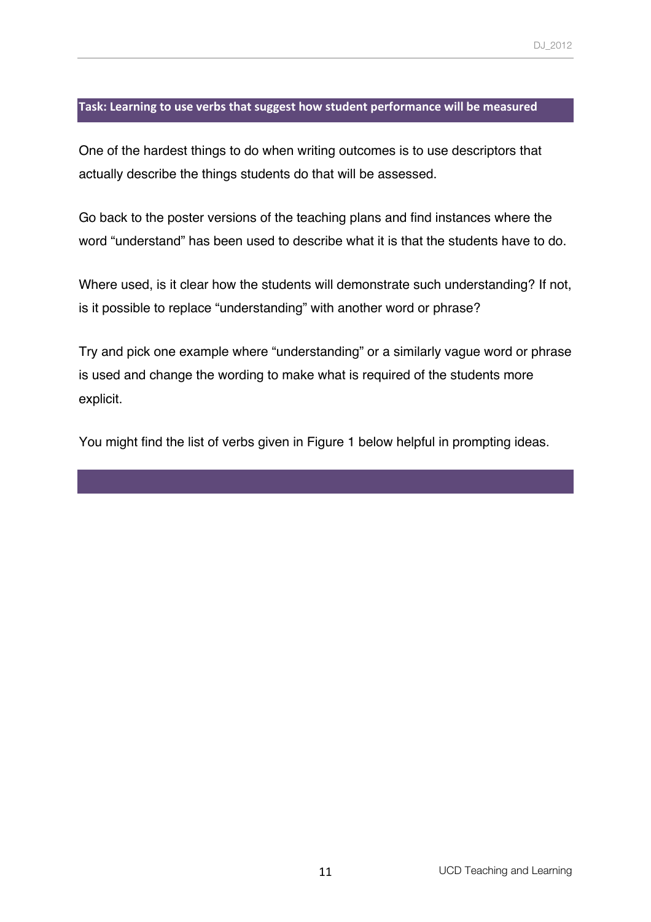### Task: Learning to use verbs that suggest how student performance will be measured

One of the hardest things to do when writing outcomes is to use descriptors that actually describe the things students do that will be assessed.

Go back to the poster versions of the teaching plans and find instances where the word “understand” has been used to describe what it is that the students have to do.

Where used, is it clear how the students will demonstrate such understanding? If not, is it possible to replace “understanding” with another word or phrase?

Try and pick one example where “understanding” or a similarly vague word or phrase is used and change the wording to make what is required of the students more explicit.

You might find the list of verbs given in Figure 1 below helpful in prompting ideas.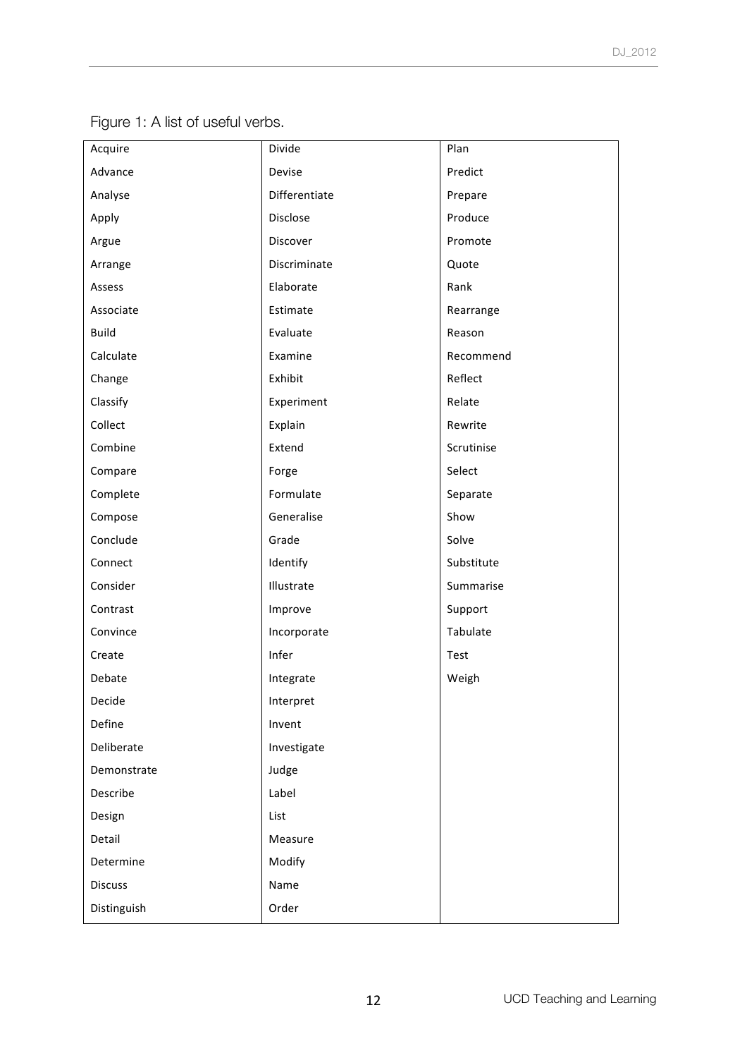Figure 1: A list of useful verbs.

| | | |
|---|---|---|
| Acquire | Divide | Plan |
| Advance | Devise | Predict |
| Analyse | Differentiate | Prepare |
| Apply | Disclose | Produce |
| Argue | Discover | Promote |
| Arrange | Discriminate | Quote |
| Assess | Elaborate | Rank |
| Associate | Estimate | Rearrange |
| Build | Evaluate | Reason |
| Calculate | Examine | Recommend |
| Change | Exhibit | Reflect |
| Classify | Experiment | Relate |
| Collect | Explain | Rewrite |
| Combine | Extend | Scrutinise |
| Compare | Forge | Select |
| Complete | Formulate | Separate |
| Compose | Generalise | Show |
| Conclude | Grade | Solve |
| Connect | Identify | Substitute |
| Consider | Illustrate | Summarise |
| Contrast | Improve | Support |
| Convince | Incorporate | Tabulate |
| Create | Infer | Test |
| Debate | Integrate | Weigh |
| Decide | Interpret | |
| Define | Invent | |
| Deliberate | Investigate | |
| Demonstrate | Judge | |
| Describe | Label | |
| Design | List | |
| Detail | Measure | |
| Determine | Modify | |
| Discuss | Name | |
| Distinguish | Order | |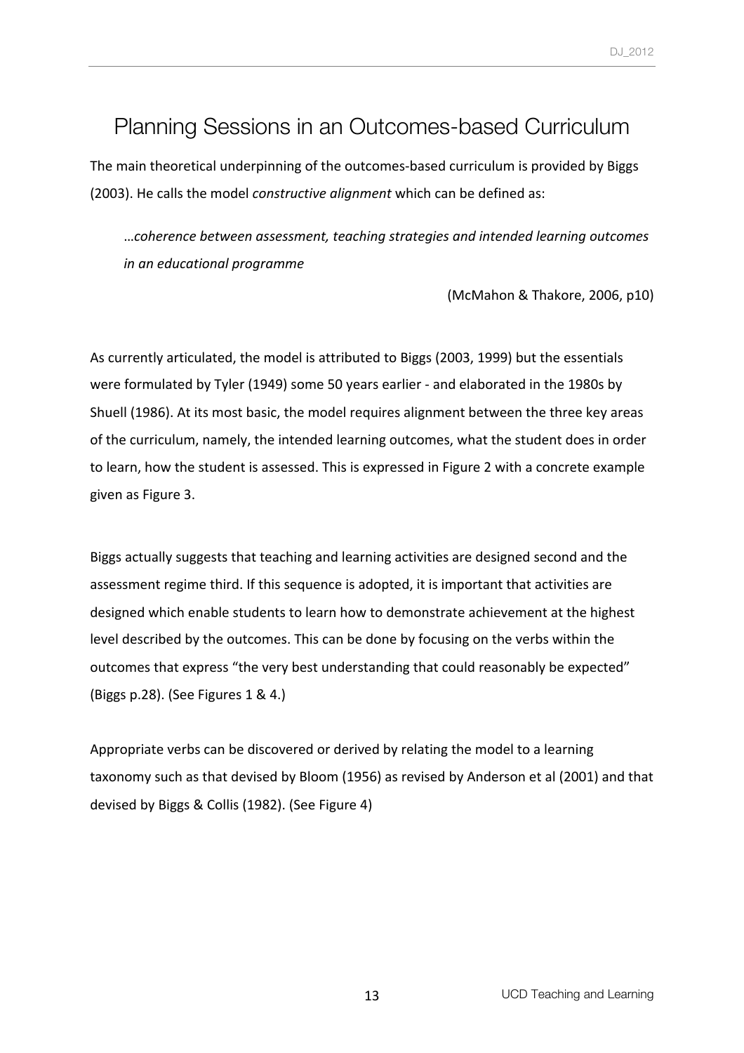# Planning Sessions in an Outcomes-based Curriculum

The main theoretical underpinning of the outcomes-based curriculum is provided by Biggs (2003). He calls the model *constructive alignment* which can be defined as:

> …*coherence between assessment, teaching strategies and intended learning outcomes in an educational programme*
>
> (McMahon & Thakore, 2006, p10)

As currently articulated, the model is attributed to Biggs (2003, 1999) but the essentials were formulated by Tyler (1949) some 50 years earlier - and elaborated in the 1980s by Shuell (1986). At its most basic, the model requires alignment between the three key areas of the curriculum, namely, the intended learning outcomes, what the student does in order to learn, how the student is assessed. This is expressed in Figure 2 with a concrete example given as Figure 3.

Biggs actually suggests that teaching and learning activities are designed second and the assessment regime third. If this sequence is adopted, it is important that activities are designed which enable students to learn how to demonstrate achievement at the highest level described by the outcomes. This can be done by focusing on the verbs within the outcomes that express "the very best understanding that could reasonably be expected" (Biggs p.28). (See Figures 1 & 4.)

Appropriate verbs can be discovered or derived by relating the model to a learning taxonomy such as that devised by Bloom (1956) as revised by Anderson et al (2001) and that devised by Biggs & Collis (1982). (See Figure 4)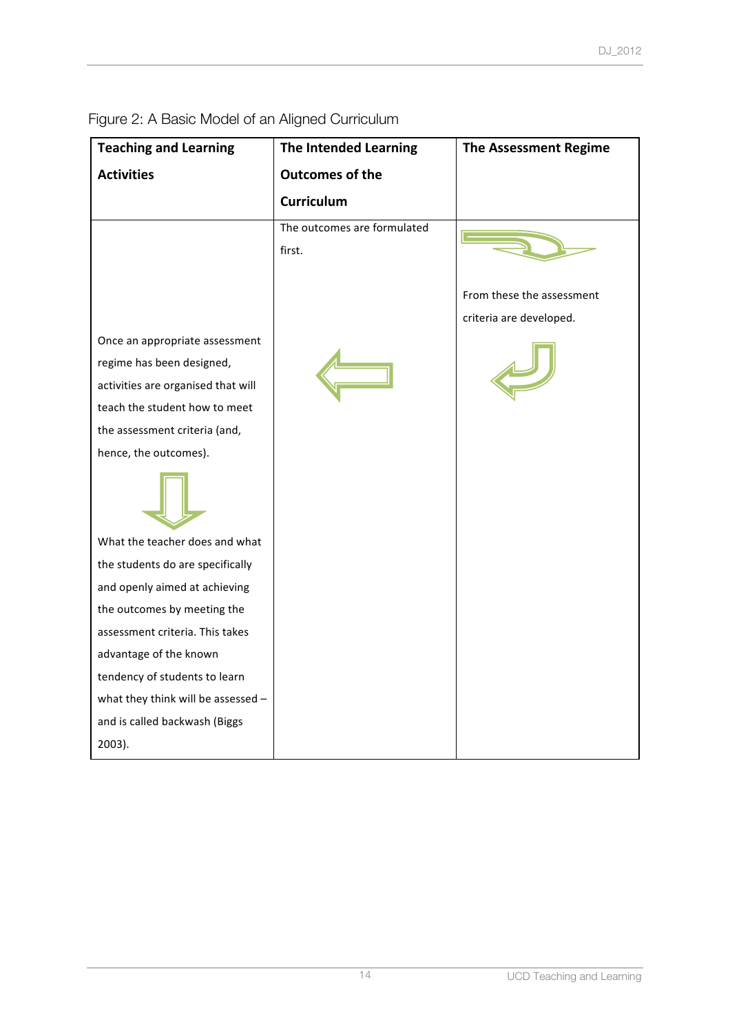Figure 2: A Basic Model of an Aligned Curriculum

| Teaching and Learning Activities | The Intended Learning Outcomes of the Curriculum | The Assessment Regime |
|---|---|---|
| Once an appropriate assessment regime has been designed, activities are organised that will teach the student how to meet the assessment criteria (and, hence, the outcomes).<br><br>What the teacher does and what the students do are specifically and openly aimed at achieving the outcomes by meeting the assessment criteria. This takes advantage of the known tendency of students to learn what they think will be assessed – and is called backwash (Biggs 2003). | The outcomes are formulated first. | From these the assessment criteria are developed. |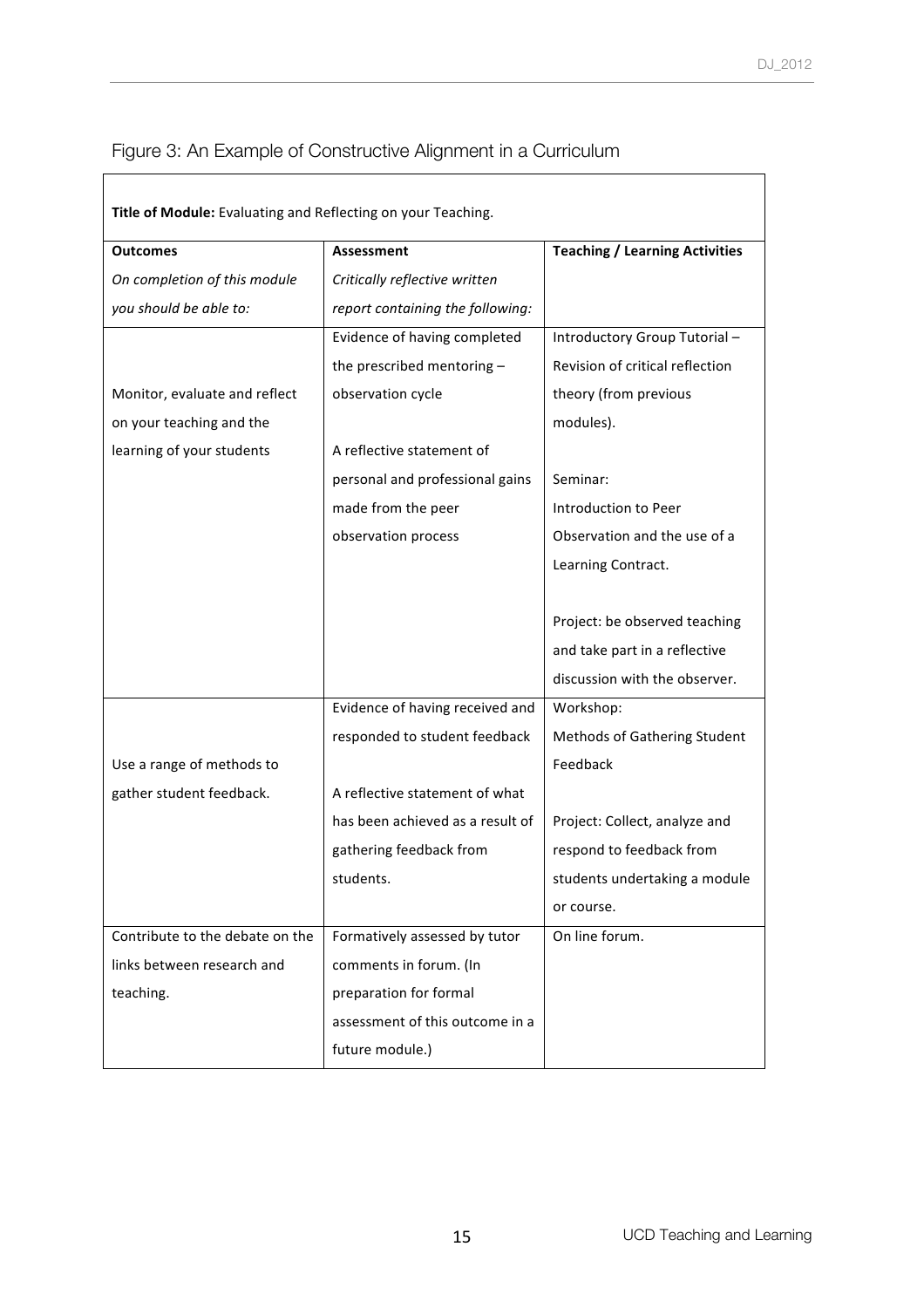Figure 3: An Example of Constructive Alignment in a Curriculum

| **Title of Module:** Evaluating and Reflecting on your Teaching. | | |
|---|---|---|
| **Outcomes** *On completion of this module you should be able to:* | **Assessment** *Critically reflective written report containing the following:* | **Teaching / Learning Activities** |
| Monitor, evaluate and reflect on your teaching and the learning of your students | Evidence of having completed the prescribed mentoring – observation cycle<br><br>A reflective statement of personal and professional gains made from the peer observation process | Introductory Group Tutorial – Revision of critical reflection theory (from previous modules).<br><br>Seminar: Introduction to Peer Observation and the use of a Learning Contract.<br><br>Project: be observed teaching and take part in a reflective discussion with the observer. |
| Use a range of methods to gather student feedback. | Evidence of having received and responded to student feedback<br><br>A reflective statement of what has been achieved as a result of gathering feedback from students. | Workshop: Methods of Gathering Student Feedback<br><br>Project: Collect, analyze and respond to feedback from students undertaking a module or course. |
| Contribute to the debate on the links between research and teaching. | Formatively assessed by tutor comments in forum. (In preparation for formal assessment of this outcome in a future module.) | On line forum. |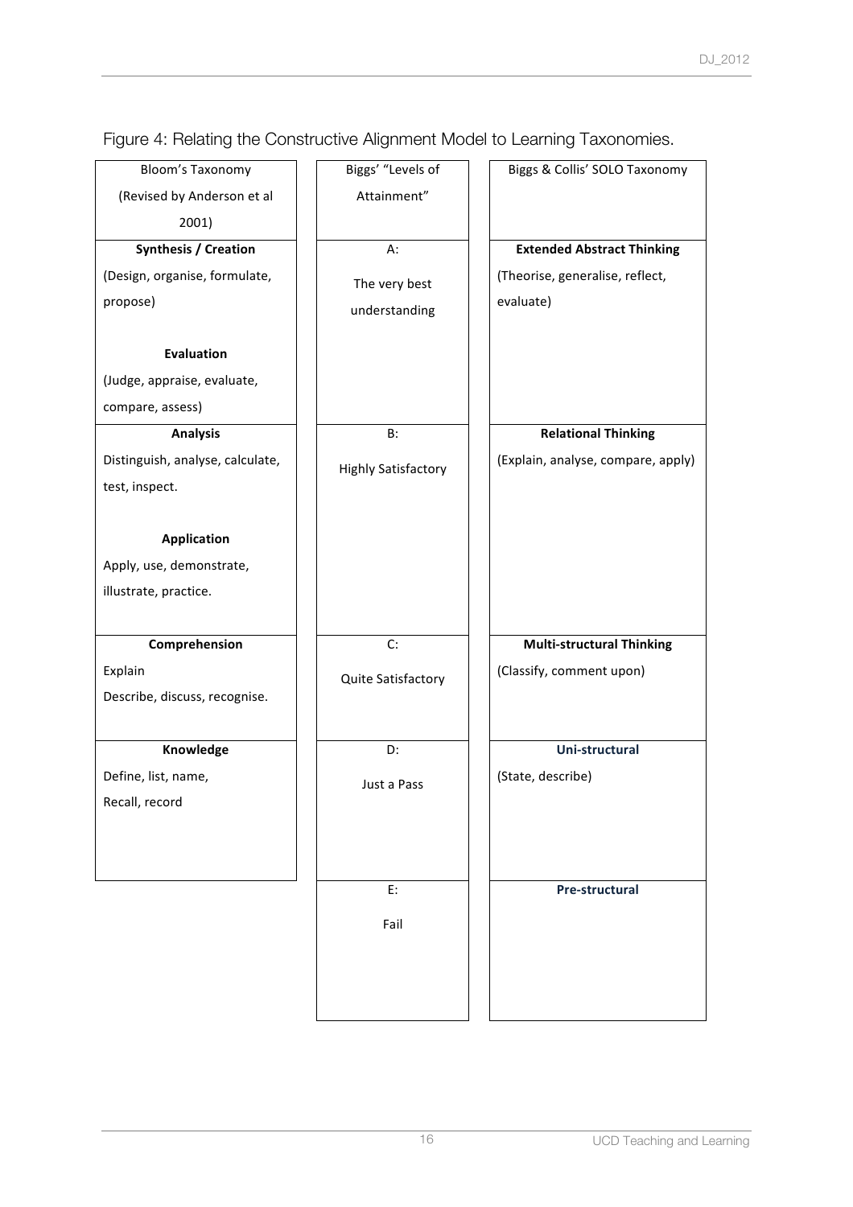Figure 4: Relating the Constructive Alignment Model to Learning Taxonomies.

| Bloom's Taxonomy (Revised by Anderson et al 2001) | Biggs' "Levels of Attainment" | Biggs & Collis' SOLO Taxonomy |
| --- | --- | --- |
| **Synthesis / Creation** (Design, organise, formulate, propose) <br><br> **Evaluation** (Judge, appraise, evaluate, compare, assess) | A: The very best understanding | **Extended Abstract Thinking** (Theorise, generalise, reflect, evaluate) |
| **Analysis** Distinguish, analyse, calculate, test, inspect. <br><br> **Application** Apply, use, demonstrate, illustrate, practice. | B: Highly Satisfactory | **Relational Thinking** (Explain, analyse, compare, apply) |
| **Comprehension** Explain Describe, discuss, recognise. | C: Quite Satisfactory | **Multi-structural Thinking** (Classify, comment upon) |
| **Knowledge** Define, list, name, Recall, record | D: Just a Pass | **Uni-structural** (State, describe) |
| | E: Fail | **Pre-structural** |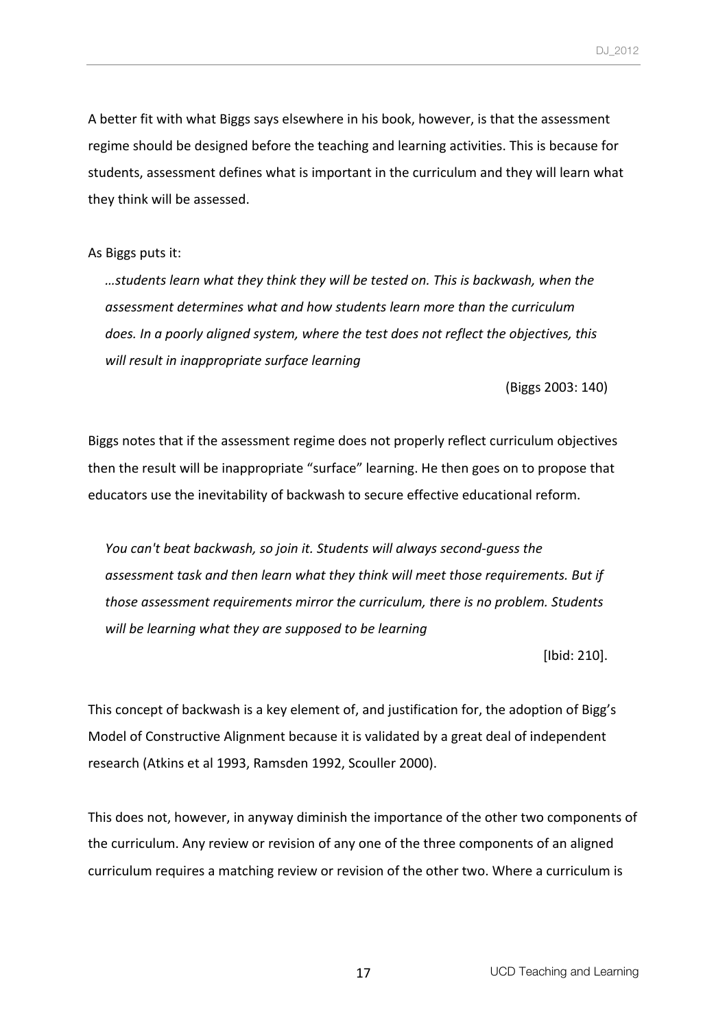A better fit with what Biggs says elsewhere in his book, however, is that the assessment regime should be designed before the teaching and learning activities. This is because for students, assessment defines what is important in the curriculum and they will learn what they think will be assessed.

As Biggs puts it:

> *…students learn what they think they will be tested on. This is backwash, when the assessment determines what and how students learn more than the curriculum does. In a poorly aligned system, where the test does not reflect the objectives, this will result in inappropriate surface learning*
>
> (Biggs 2003: 140)

Biggs notes that if the assessment regime does not properly reflect curriculum objectives then the result will be inappropriate "surface" learning. He then goes on to propose that educators use the inevitability of backwash to secure effective educational reform.

> *You can't beat backwash, so join it. Students will always second-guess the assessment task and then learn what they think will meet those requirements. But if those assessment requirements mirror the curriculum, there is no problem. Students will be learning what they are supposed to be learning*
>
> [Ibid: 210].

This concept of backwash is a key element of, and justification for, the adoption of Bigg's Model of Constructive Alignment because it is validated by a great deal of independent research (Atkins et al 1993, Ramsden 1992, Scouller 2000).

This does not, however, in anyway diminish the importance of the other two components of the curriculum. Any review or revision of any one of the three components of an aligned curriculum requires a matching review or revision of the other two. Where a curriculum is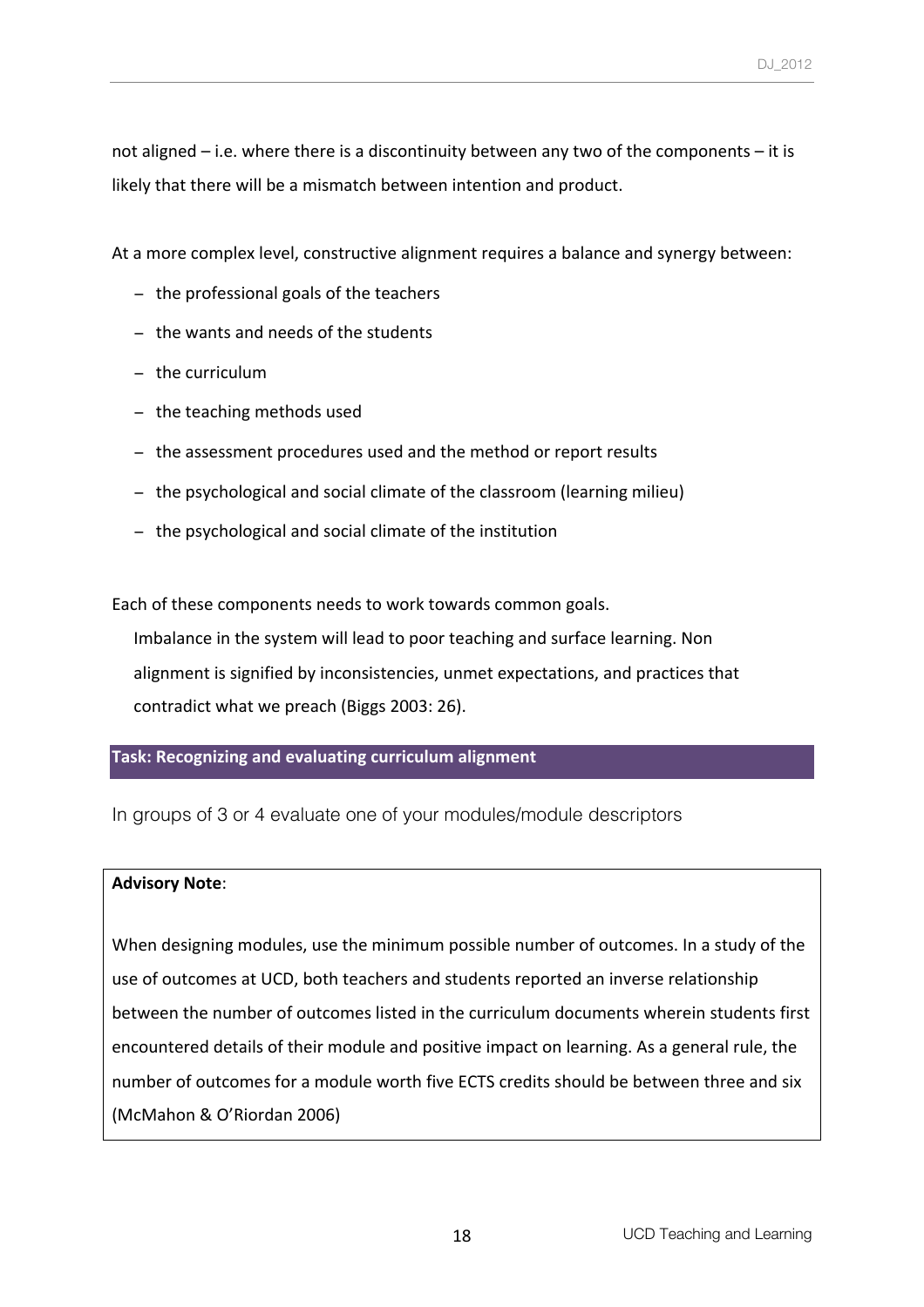not aligned – i.e. where there is a discontinuity between any two of the components – it is likely that there will be a mismatch between intention and product.

At a more complex level, constructive alignment requires a balance and synergy between:

- the professional goals of the teachers
- the wants and needs of the students
- the curriculum
- the teaching methods used
- the assessment procedures used and the method or report results
- the psychological and social climate of the classroom (learning milieu)
- the psychological and social climate of the institution

Each of these components needs to work towards common goals.

> Imbalance in the system will lead to poor teaching and surface learning. Non alignment is signified by inconsistencies, unmet expectations, and practices that contradict what we preach (Biggs 2003: 26).

### Task: Recognizing and evaluating curriculum alignment

In groups of 3 or 4 evaluate one of your modules/module descriptors

**Advisory Note**:

When designing modules, use the minimum possible number of outcomes. In a study of the use of outcomes at UCD, both teachers and students reported an inverse relationship between the number of outcomes listed in the curriculum documents wherein students first encountered details of their module and positive impact on learning. As a general rule, the number of outcomes for a module worth five ECTS credits should be between three and six (McMahon & O'Riordan 2006)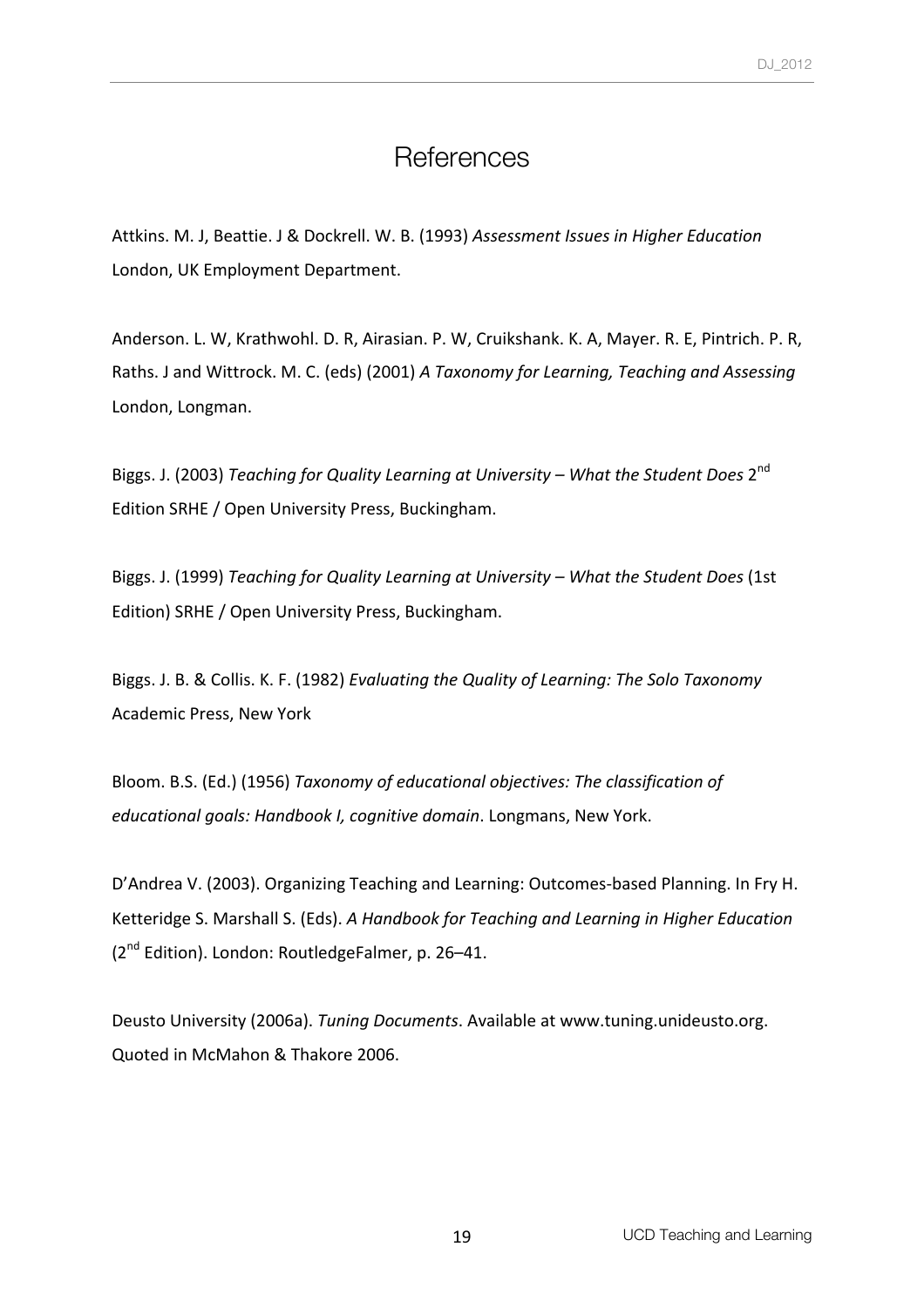# References

Attkins. M. J, Beattie. J & Dockrell. W. B. (1993) *Assessment Issues in Higher Education* London, UK Employment Department.

Anderson. L. W, Krathwohl. D. R, Airasian. P. W, Cruikshank. K. A, Mayer. R. E, Pintrich. P. R, Raths. J and Wittrock. M. C. (eds) (2001) *A Taxonomy for Learning, Teaching and Assessing* London, Longman.

Biggs. J. (2003) *Teaching for Quality Learning at University – What the Student Does* 2nd Edition SRHE / Open University Press, Buckingham.

Biggs. J. (1999) *Teaching for Quality Learning at University – What the Student Does* (1st Edition) SRHE / Open University Press, Buckingham.

Biggs. J. B. & Collis. K. F. (1982) *Evaluating the Quality of Learning: The Solo Taxonomy* Academic Press, New York

Bloom. B.S. (Ed.) (1956) *Taxonomy of educational objectives: The classification of educational goals: Handbook I, cognitive domain*. Longmans, New York.

D'Andrea V. (2003). Organizing Teaching and Learning: Outcomes-based Planning. In Fry H. Ketteridge S. Marshall S. (Eds). *A Handbook for Teaching and Learning in Higher Education* (2nd Edition). London: RoutledgeFalmer, p. 26–41.

Deusto University (2006a). *Tuning Documents*. Available at www.tuning.unideusto.org. Quoted in McMahon & Thakore 2006.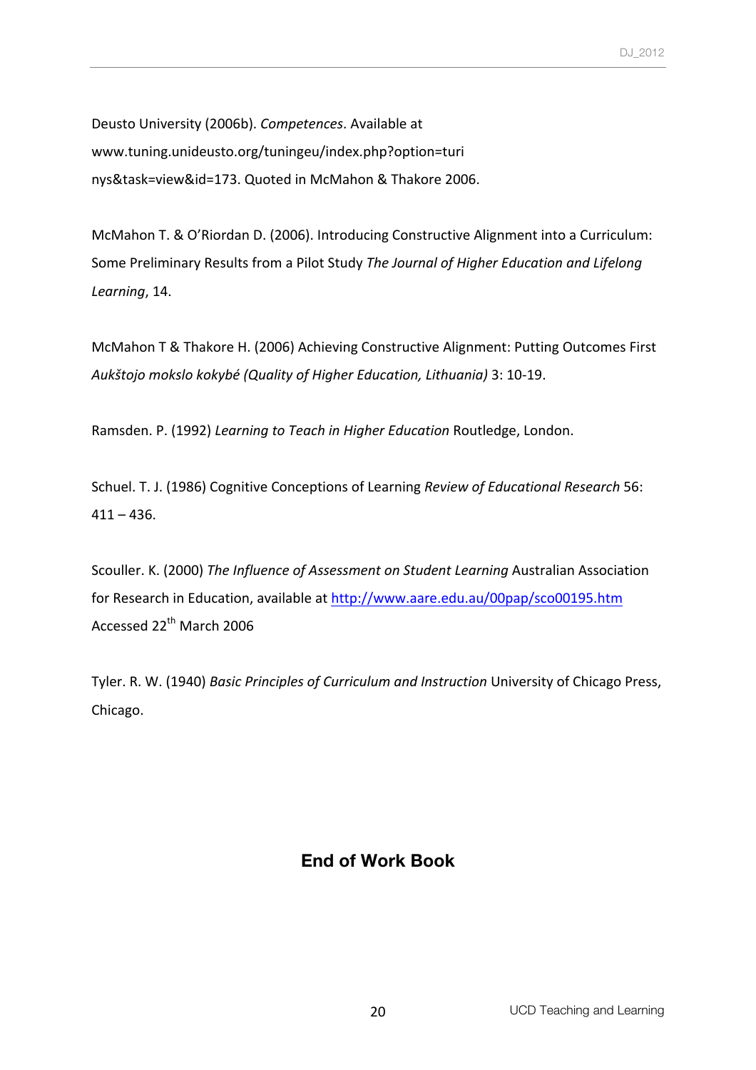Deusto University (2006b). *Competences*. Available at www.tuning.unideusto.org/tuningeu/index.php?option=turinys&task=view&id=173. Quoted in McMahon & Thakore 2006.

McMahon T. & O'Riordan D. (2006). Introducing Constructive Alignment into a Curriculum: Some Preliminary Results from a Pilot Study *The Journal of Higher Education and Lifelong Learning*, 14.

McMahon T & Thakore H. (2006) Achieving Constructive Alignment: Putting Outcomes First *Aukštojo mokslo kokybé (Quality of Higher Education, Lithuania)* 3: 10-19.

Ramsden. P. (1992) *Learning to Teach in Higher Education* Routledge, London.

Schuel. T. J. (1986) Cognitive Conceptions of Learning *Review of Educational Research* 56: 411 – 436.

Scouller. K. (2000) *The Influence of Assessment on Student Learning* Australian Association for Research in Education, available at http://www.aare.edu.au/00pap/sco00195.htm Accessed 22th March 2006

Tyler. R. W. (1940) *Basic Principles of Curriculum and Instruction* University of Chicago Press, Chicago.

## End of Work Book